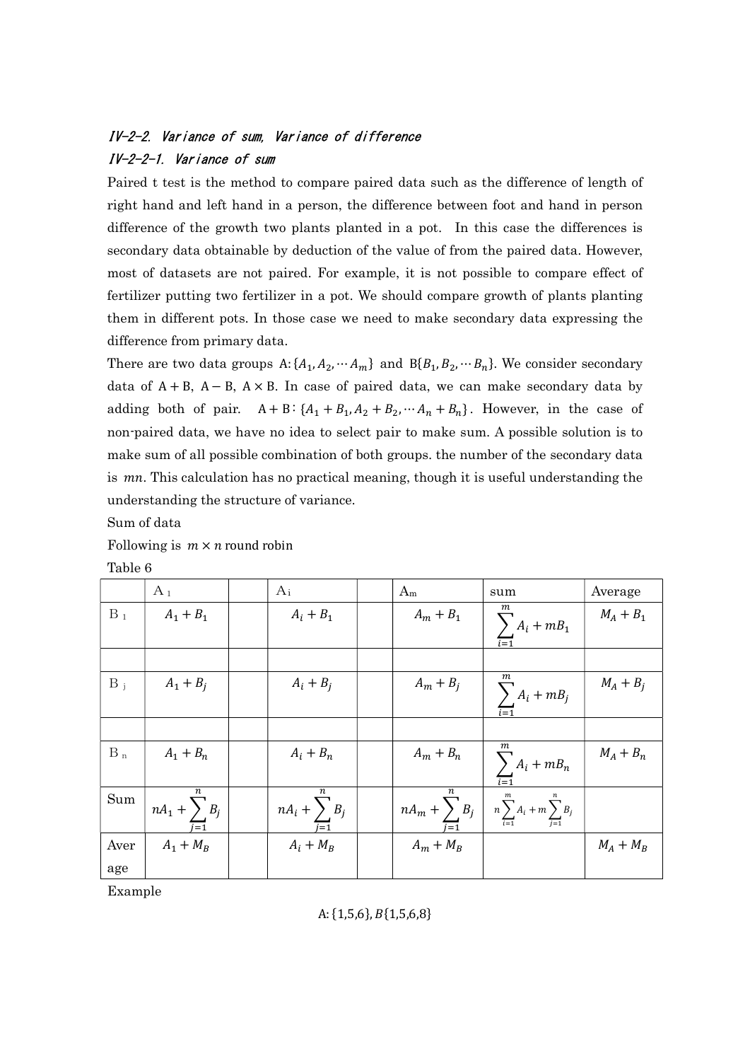## IV-2-2. Variance of sum, Variance of difference

### IV-2-2-1. Variance of sum

Paired t test is the method to compare paired data such as the difference of length of right hand and left hand in a person, the difference between foot and hand in person difference of the growth two plants planted in a pot. In this case the differences is secondary data obtainable by deduction of the value of from the paired data. However, most of datasets are not paired. For example, it is not possible to compare effect of fertilizer putting two fertilizer in a pot. We should compare growth of plants planting them in different pots. In those case we need to make secondary data expressing the difference from primary data.

There are two data groups $A:\{A_1, A_2, \cdots A_m\}$ and $B\{B_1, B_2, \cdots B_n\}$. We consider secondary data of $A+B$, $A-B$, $A\times B$. In case of paired data, we can make secondary data by adding both of pair. $A+B:\{A_1+B_1, A_2+B_2, \cdots A_n+B_n\}$. However, in the case of non-paired data, we have no idea to select pair to make sum. A possible solution is to make sum of all possible combination of both groups. the number of the secondary data is $mn$. This calculation has no practical meaning, though it is useful understanding the understanding the structure of variance.

Sum of data

Following is $m \times n$ round robin

Table 6

| | $A_1$ | | $A_i$ | | $A_m$ | sum | Average |
|---|---|---|---|---|---|---|---|
| $B_1$ | $A_1+B_1$ | | $A_i+B_1$ | | $A_m+B_1$ | $\sum_{i=1}^{m} A_i + mB_1$ | $M_A+B_1$ |
| | | | | | | | |
| $B_j$ | $A_1+B_j$ | | $A_i+B_j$ | | $A_m+B_j$ | $\sum_{i=1}^{m} A_i + mB_j$ | $M_A+B_j$ |
| | | | | | | | |
| $B_n$ | $A_1+B_n$ | | $A_i+B_n$ | | $A_m+B_n$ | $\sum_{i=1}^{m} A_i + mB_n$ | $M_A+B_n$ |
| Sum | $nA_1+\sum_{j=1}^{n} B_j$ | | $nA_i+\sum_{j=1}^{n} B_j$ | | $nA_m+\sum_{j=1}^{n} B_j$ | $n\sum_{i=1}^{m} A_i + m\sum_{j=1}^{n} B_j$ | |
| Average | $A_1+M_B$ | | $A_i+M_B$ | | $A_m+M_B$ | | $M_A+M_B$ |

Example

$$A:\{1,5,6\}, B\{1,5,6,8\}$$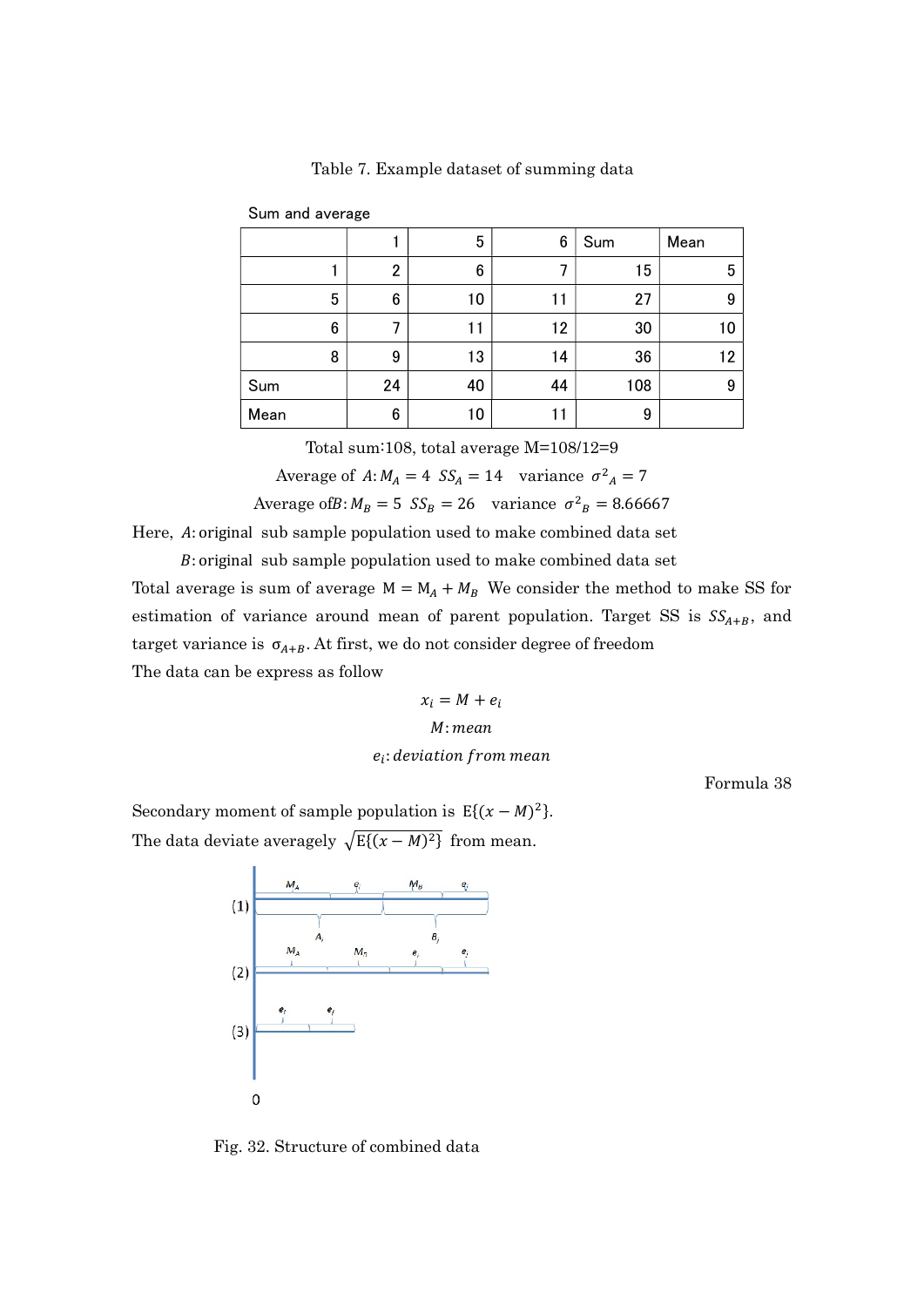Table 7. Example dataset of summing data

Sum and average

| | 1 | 5 | 6 | Sum | Mean |
|---|---|---|---|---|---|
| 1 | 2 | 6 | 7 | 15 | 5 |
| 5 | 6 | 10 | 11 | 27 | 9 |
| 6 | 7 | 11 | 12 | 30 | 10 |
| 8 | 9 | 13 | 14 | 36 | 12 |
| Sum | 24 | 40 | 44 | 108 | 9 |
| Mean | 6 | 10 | 11 | 9 | |

Total sum:108, total average M=108/12=9

Average of $A$: $M_A = 4$ $SS_A = 14$ variance $\sigma^2{}_A = 7$

Average of$B$: $M_B = 5$ $SS_B = 26$ variance $\sigma^2{}_B = 8.66667$

Here, $A$: original sub sample population used to make combined data set

$B$: original sub sample population used to make combined data set

Total average is sum of average $\mathrm{M} = \mathrm{M}_A + M_B$ We consider the method to make SS for estimation of variance around mean of parent population. Target SS is $SS_{A+B}$, and target variance is $\sigma_{A+B}$. At first, we do not consider degree of freedom

The data can be express as follow

$$x_i = M + e_i$$

$$M: mean$$

$$e_i: deviation\ from\ mean$$

Formula 38

Secondary moment of sample population is $\mathrm{E}\{(x - M)^2\}$.

The data deviate averagely $\sqrt{\mathrm{E}\{(x - M)^2\}}$ from mean.

Fig. 32. Structure of combined data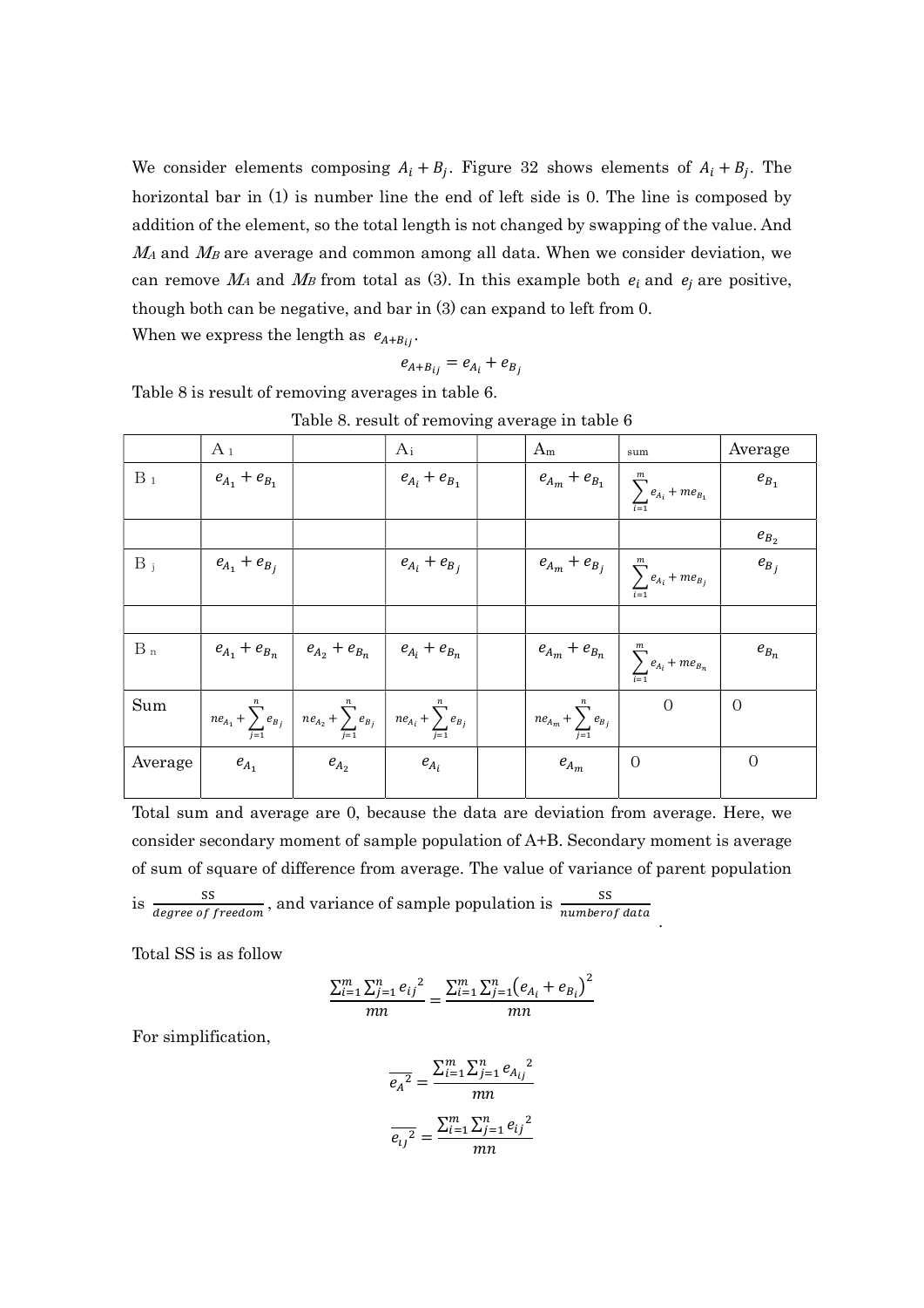We consider elements composing $A_i + B_j$. Figure 32 shows elements of $A_i + B_j$. The horizontal bar in (1) is number line the end of left side is 0. The line is composed by addition of the element, so the total length is not changed by swapping of the value. And $M_A$ and $M_B$ are average and common among all data. When we consider deviation, we can remove $M_A$ and $M_B$ from total as (3). In this example both $e_i$ and $e_j$ are positive, though both can be negative, and bar in (3) can expand to left from 0.

When we express the length as $e_{A+B_{ij}}$.

$$e_{A+B_{ij}} = e_{A_i} + e_{B_j}$$

Table 8 is result of removing averages in table 6.

Table 8. result of removing average in table 6

| | A 1 | | Ai | | Am | sum | Average |
|---|---|---|---|---|---|---|---|
| B 1 | $e_{A_1} + e_{B_1}$ | | $e_{A_i} + e_{B_1}$ | | $e_{A_m} + e_{B_1}$ | $\sum_{i=1}^{m} e_{A_i} + me_{B_1}$ | $e_{B_1}$ |
| | | | | | | | $e_{B_2}$ |
| B j | $e_{A_1} + e_{B_j}$ | | $e_{A_i} + e_{B_j}$ | | $e_{A_m} + e_{B_j}$ | $\sum_{i=1}^{m} e_{A_i} + me_{B_j}$ | $e_{B_j}$ |
| | | | | | | | |
| B n | $e_{A_1} + e_{B_n}$ | $e_{A_2} + e_{B_n}$ | $e_{A_i} + e_{B_n}$ | | $e_{A_m} + e_{B_n}$ | $\sum_{i=1}^{m} e_{A_i} + me_{B_n}$ | $e_{B_n}$ |
| Sum | $ne_{A_1} + \sum_{j=1}^{n} e_{B_j}$ | $ne_{A_2} + \sum_{j=1}^{n} e_{B_j}$ | $ne_{A_i} + \sum_{j=1}^{n} e_{B_j}$ | | $ne_{A_m} + \sum_{j=1}^{n} e_{B_j}$ | 0 | 0 |
| Average | $e_{A_1}$ | $e_{A_2}$ | $e_{A_i}$ | | $e_{A_m}$ | 0 | 0 |

Total sum and average are 0, because the data are deviation from average. Here, we consider secondary moment of sample population of A+B. Secondary moment is average of sum of square of difference from average. The value of variance of parent population is $\frac{SS}{degree\ of\ freedom}$, and variance of sample population is $\frac{SS}{number of\ data}$.

Total SS is as follow

$$\frac{\sum_{i=1}^{m}\sum_{j=1}^{n} {e_{ij}}^2}{mn} = \frac{\sum_{i=1}^{m}\sum_{j=1}^{n}\left(e_{A_i} + e_{B_i}\right)^2}{mn}$$

For simplification,

$$\overline{{e_A}^2} = \frac{\sum_{i=1}^{m}\sum_{j=1}^{n} {e_{A_{ij}}}^2}{mn}$$

$$\overline{{e_{ij}}^2} = \frac{\sum_{i=1}^{m}\sum_{j=1}^{n} {e_{ij}}^2}{mn}$$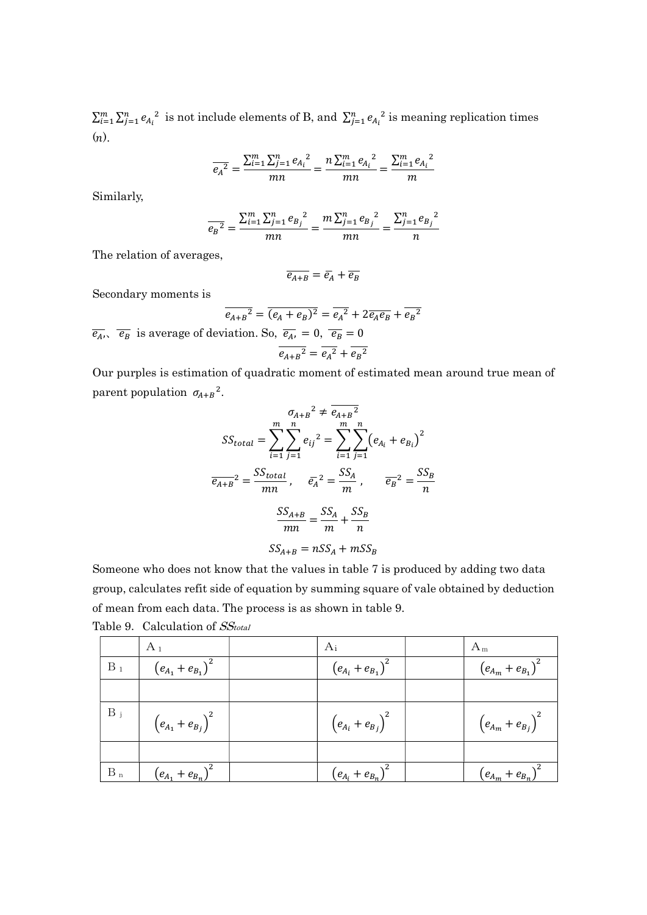$\sum_{i=1}^{m}\sum_{j=1}^{n} {e_{A_i}}^2$ is not include elements of B, and $\sum_{j=1}^{n} {e_{A_i}}^2$ is meaning replication times ($n$).

$$\overline{{e_A}^2} = \frac{\sum_{i=1}^{m}\sum_{j=1}^{n} {e_{A_i}}^2}{mn} = \frac{n\sum_{i=1}^{m} {e_{A_i}}^2}{mn} = \frac{\sum_{i=1}^{m} {e_{A_i}}^2}{m}$$

Similarly,

$$\overline{{e_B}^2} = \frac{\sum_{i=1}^{m}\sum_{j=1}^{n} {e_{B_j}}^2}{mn} = \frac{m\sum_{j=1}^{n} {e_{B_j}}^2}{mn} = \frac{\sum_{j=1}^{n} {e_{B_j}}^2}{n}$$

The relation of averages,

$$\overline{e_{A+B}} = \bar{e}_A + \overline{e_B}$$

Secondary moments is

$$\overline{{e_{A+B}}^2} = \overline{(e_A + e_B)^2} = \overline{e_A^2} + 2\overline{e_A e_B} + \overline{{e_B}^2}$$

$\overline{e_A}$、 $\overline{e_B}$ is average of deviation. So, $\overline{e_A}, = 0$, $\overline{e_B} = 0$

$$\overline{{e_{A+B}}^2} = \overline{e_A^2} + \overline{{e_B}^2}$$

Our purples is estimation of quadratic moment of estimated mean around true mean of parent population $\sigma_{A+B}{}^2$.

$${\sigma_{A+B}}^2 \neq \overline{{e_{A+B}}^2}$$

$$SS_{total} = \sum_{i=1}^{m}\sum_{j=1}^{n} {e_{ij}}^2 = \sum_{i=1}^{m}\sum_{j=1}^{n} \left(e_{A_i} + e_{B_i}\right)^2$$

$$\overline{e_{A+B}}^2 = \frac{SS_{total}}{mn}, \quad \bar{e}_A{}^2 = \frac{SS_A}{m}, \qquad \overline{e_B}^2 = \frac{SS_B}{n}$$

$$\frac{SS_{A+B}}{mn} = \frac{SS_A}{m} + \frac{SS_B}{n}$$

$$SS_{A+B} = nSS_A + mSS_B$$

Someone who does not know that the values in table 7 is produced by adding two data group, calculates refit side of equation by summing square of vale obtained by deduction of mean from each data. The process is as shown in table 9.

Table 9. Calculation of $SS_{total}$

| | $A_1$ | | $A_i$ | | $A_m$ |
|---|---|---|---|---|---|
| $B_1$ | $\left(e_{A_1} + e_{B_1}\right)^2$ | | $\left(e_{A_i} + e_{B_1}\right)^2$ | | $\left(e_{A_m} + e_{B_1}\right)^2$ |
| | | | | | |
| $B_j$ | $\left(e_{A_1} + e_{B_j}\right)^2$ | | $\left(e_{A_i} + e_{B_j}\right)^2$ | | $\left(e_{A_m} + e_{B_j}\right)^2$ |
| | | | | | |
| $B_n$ | $\left(e_{A_1} + e_{B_n}\right)^2$ | | $\left(e_{A_i} + e_{B_n}\right)^2$ | | $\left(e_{A_m} + e_{B_n}\right)^2$ |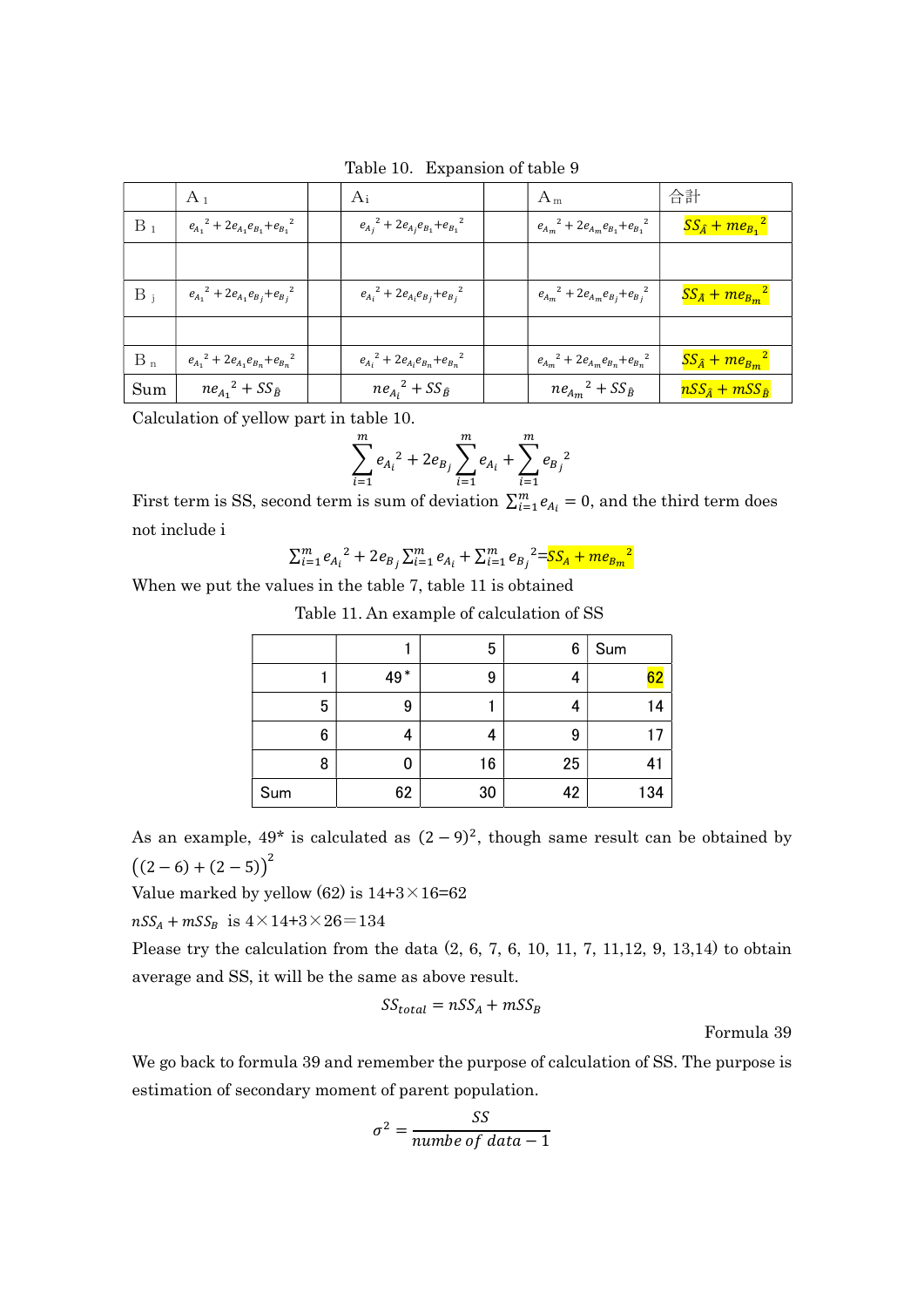Table 10. Expansion of table 9

| | $A_1$ | | $A_i$ | | $A_m$ | 合計 |
|---|---|---|---|---|---|---|
| $B_1$ | ${e_{A_1}}^2 + 2e_{A_1}e_{B_1} + {e_{B_1}}^2$ | | ${e_{A_j}}^2 + 2e_{A_j}e_{B_1} + {e_{B_1}}^2$ | | ${e_{A_m}}^2 + 2e_{A_m}e_{B_1} + {e_{B_1}}^2$ | $SS_{\hat{A}} + m{e_{B_1}}^2$ |
| | | | | | | |
| $B_j$ | ${e_{A_1}}^2 + 2e_{A_1}e_{B_j} + {e_{B_j}}^2$ | | ${e_{A_i}}^2 + 2e_{A_i}e_{B_j} + {e_{B_j}}^2$ | | ${e_{A_m}}^2 + 2e_{A_m}e_{B_j} + {e_{B_j}}^2$ | $SS_{\hat{A}} + m{e_{B_m}}^2$ |
| | | | | | | |
| $B_n$ | ${e_{A_1}}^2 + 2e_{A_1}e_{B_n} + {e_{B_n}}^2$ | | ${e_{A_i}}^2 + 2e_{A_i}e_{B_n} + {e_{B_n}}^2$ | | ${e_{A_m}}^2 + 2e_{A_m}e_{B_n} + {e_{B_n}}^2$ | $SS_{\hat{A}} + m{e_{B_m}}^2$ |
| Sum | $n{e_{A_1}}^2 + SS_{\hat{B}}$ | | $n{e_{A_i}}^2 + SS_{\hat{B}}$ | | $n{e_{A_m}}^2 + SS_{\hat{B}}$ | $nSS_{\hat{A}} + mSS_{\hat{B}}$ |

Calculation of yellow part in table 10.

$$\sum_{i=1}^{m} {e_{A_i}}^2 + 2e_{B_j}\sum_{i=1}^{m} e_{A_i} + \sum_{i=1}^{m} {e_{B_j}}^2$$

First term is SS, second term is sum of deviation $\sum_{i=1}^{m} e_{A_i} = 0$, and the third term does not include i

$$\sum_{i=1}^{m} {e_{A_i}}^2 + 2e_{B_j}\sum_{i=1}^{m} e_{A_i} + \sum_{i=1}^{m} {e_{B_j}}^2 = SS_{\hat{A}} + m{e_{B_m}}^2$$

When we put the values in the table 7, table 11 is obtained

Table 11. An example of calculation of SS

| | 1 | 5 | 6 | Sum |
|---|---|---|---|---|
| 1 | 49* | 9 | 4 | 62 |
| 5 | 9 | 1 | 4 | 14 |
| 6 | 4 | 4 | 9 | 17 |
| 8 | 0 | 16 | 25 | 41 |
| Sum | 62 | 30 | 42 | 134 |

As an example, 49* is calculated as $(2-9)^2$, though same result can be obtained by $\left((2-6)+(2-5)\right)^2$

Value marked by yellow (62) is 14+3×16=62

$nSS_A + mSS_B$ is 4×14+3×26＝134

Please try the calculation from the data (2, 6, 7, 6, 10, 11, 7, 11,12, 9, 13,14) to obtain average and SS, it will be the same as above result.

$$SS_{total} = nSS_A + mSS_B$$

Formula 39

We go back to formula 39 and remember the purpose of calculation of SS. The purpose is estimation of secondary moment of parent population.

$$\sigma^2 = \frac{SS}{numbe\ of\ data - 1}$$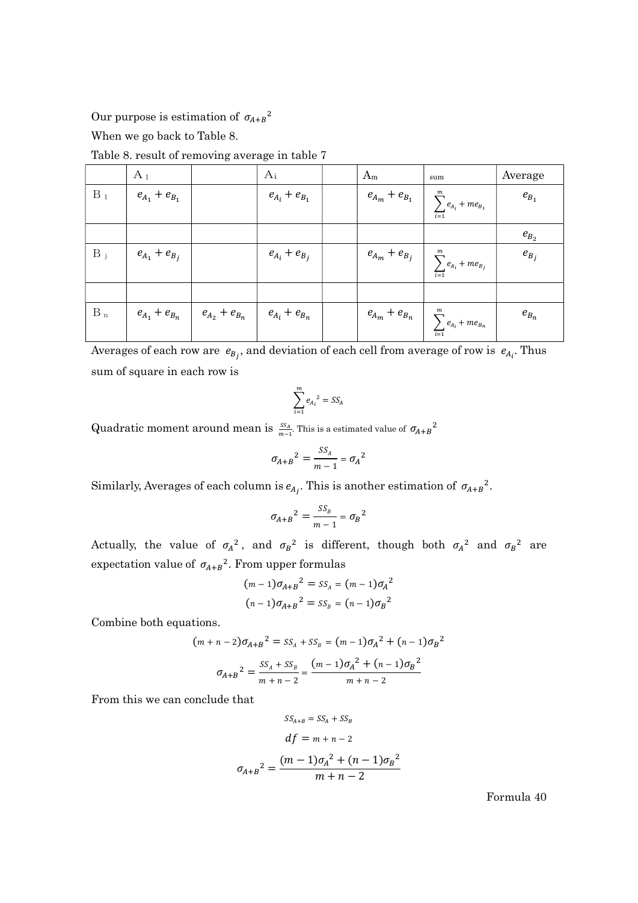Our purpose is estimation of $\sigma_{A+B}{}^2$

When we go back to Table 8.

Table 8. result of removing average in table 7

| | $A_1$ | | $A_i$ | | $A_m$ | sum | Average |
|---|---|---|---|---|---|---|---|
| $B_1$ | $e_{A_1} + e_{B_1}$ | | $e_{A_i} + e_{B_1}$ | | $e_{A_m} + e_{B_1}$ | $\sum_{i=1}^{m} e_{A_i} + me_{B_1}$ | $e_{B_1}$ |
| | | | | | | | $e_{B_2}$ |
| $B_j$ | $e_{A_1} + e_{B_j}$ | | $e_{A_i} + e_{B_j}$ | | $e_{A_m} + e_{B_j}$ | $\sum_{i=1}^{m} e_{A_i} + me_{B_j}$ | $e_{B_j}$ |
| | | | | | | | |
| $B_n$ | $e_{A_1} + e_{B_n}$ | $e_{A_2} + e_{B_n}$ | $e_{A_i} + e_{B_n}$ | | $e_{A_m} + e_{B_n}$ | $\sum_{i=1}^{m} e_{A_i} + me_{B_n}$ | $e_{B_n}$ |

Averages of each row are $e_{B_j}$, and deviation of each cell from average of row is $e_{A_i}$. Thus sum of square in each row is

$$\sum_{i=1}^{m} e_{A_i}{}^2 = SS_A$$

Quadratic moment around mean is $\frac{SS_A}{m-1}$. This is a estimated value of $\sigma_{A+B}{}^2$

$$\sigma_{A+B}{}^2 = \frac{SS_A}{m-1} = \sigma_A{}^2$$

Similarly, Averages of each column is $e_{A_j}$. This is another estimation of $\sigma_{A+B}{}^2$.

$$\sigma_{A+B}{}^2 = \frac{SS_B}{m-1} = \sigma_B{}^2$$

Actually, the value of $\sigma_A{}^2$, and $\sigma_B{}^2$ is different, though both $\sigma_A{}^2$ and $\sigma_B{}^2$ are expectation value of $\sigma_{A+B}{}^2$. From upper formulas

$$(m-1)\sigma_{A+B}{}^2 = SS_A = (m-1)\sigma_A{}^2$$

$$(n-1)\sigma_{A+B}{}^2 = SS_B = (n-1)\sigma_B{}^2$$

Combine both equations.

$$(m+n-2)\sigma_{A+B}{}^2 = SS_A + SS_B = (m-1)\sigma_A{}^2 + (n-1)\sigma_B{}^2$$

$$\sigma_{A+B}{}^2 = \frac{SS_A + SS_B}{m+n-2} = \frac{(m-1)\sigma_A{}^2 + (n-1)\sigma_B{}^2}{m+n-2}$$

From this we can conclude that

$$SS_{A+B} = SS_A + SS_B$$

$$df = m+n-2$$

$$\sigma_{A+B}{}^2 = \frac{(m-1)\sigma_A{}^2 + (n-1)\sigma_B{}^2}{m+n-2}$$

Formula 40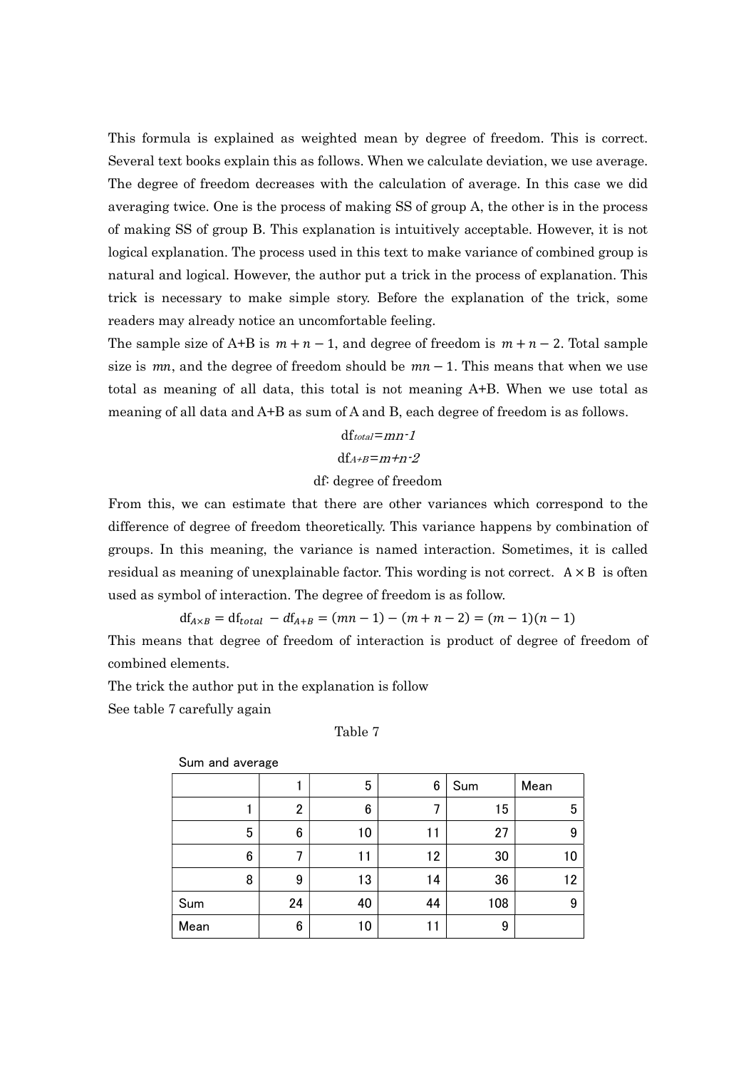This formula is explained as weighted mean by degree of freedom. This is correct. Several text books explain this as follows. When we calculate deviation, we use average. The degree of freedom decreases with the calculation of average. In this case we did averaging twice. One is the process of making SS of group A, the other is in the process of making SS of group B. This explanation is intuitively acceptable. However, it is not logical explanation. The process used in this text to make variance of combined group is natural and logical. However, the author put a trick in the process of explanation. This trick is necessary to make simple story. Before the explanation of the trick, some readers may already notice an uncomfortable feeling.

The sample size of A+B is $m+n-1$, and degree of freedom is $m+n-2$. Total sample size is $mn$, and the degree of freedom should be $mn-1$. This means that when we use total as meaning of all data, this total is not meaning A+B. When we use total as meaning of all data and A+B as sum of A and B, each degree of freedom is as follows.

$$\mathrm{df}_{total} = mn-1$$

$$\mathrm{df}_{A+B} = m+n-2$$

df: degree of freedom

From this, we can estimate that there are other variances which correspond to the difference of degree of freedom theoretically. This variance happens by combination of groups. In this meaning, the variance is named interaction. Sometimes, it is called residual as meaning of unexplainable factor. This wording is not correct. $\mathrm{A} \times \mathrm{B}$ is often used as symbol of interaction. The degree of freedom is as follow.

$$\mathrm{df}_{A\times B} = \mathrm{df}_{total} - df_{A+B} = (mn-1)-(m+n-2) = (m-1)(n-1)$$

This means that degree of freedom of interaction is product of degree of freedom of combined elements.

The trick the author put in the explanation is follow

See table 7 carefully again

Table 7

Sum and average

| | 1 | 5 | 6 | Sum | Mean |
|---|---|---|---|---|---|
| 1 | 2 | 6 | 7 | 15 | 5 |
| 5 | 6 | 10 | 11 | 27 | 9 |
| 6 | 7 | 11 | 12 | 30 | 10 |
| 8 | 9 | 13 | 14 | 36 | 12 |
| Sum | 24 | 40 | 44 | 108 | 9 |
| Mean | 6 | 10 | 11 | 9 | |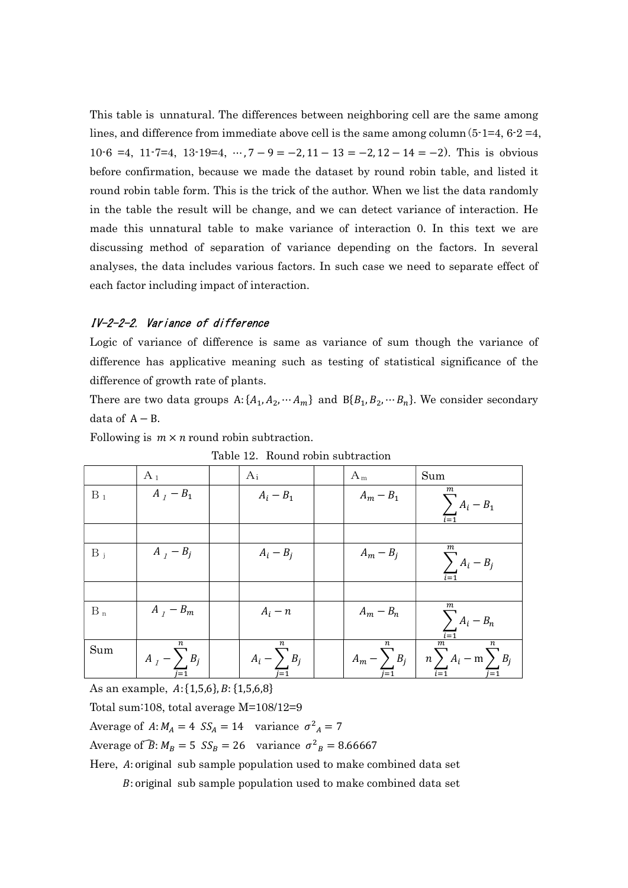This table is unnatural. The differences between neighboring cell are the same among lines, and difference from immediate above cell is the same among column (5-1=4, 6-2 =4, 10-6 =4, 11-7=4, 13-19=4, $\cdots, 7-9=-2, 11-13=-2, 12-14=-2$). This is obvious before confirmation, because we made the dataset by round robin table, and listed it round robin table form. This is the trick of the author. When we list the data randomly in the table the result will be change, and we can detect variance of interaction. He made this unnatural table to make variance of interaction 0. In this text we are discussing method of separation of variance depending on the factors. In several analyses, the data includes various factors. In such case we need to separate effect of each factor including impact of interaction.

### *IV-2-2-2. Variance of difference*

Logic of variance of difference is same as variance of sum though the variance of difference has applicative meaning such as testing of statistical significance of the difference of growth rate of plants.

There are two data groups $A:\{A_1, A_2, \cdots A_m\}$ and $B\{B_1, B_2, \cdots B_n\}$. We consider secondary data of $A-B$.

Following is $m \times n$ round robin subtraction.

Table 12. Round robin subtraction

| | $A_1$ | | $A_i$ | | $A_m$ | Sum |
|---|---|---|---|---|---|---|
| $B_1$ | $A_1 - B_1$ | | $A_i - B_1$ | | $A_m - B_1$ | $\sum_{i=1}^{m} A_i - B_1$ |
| | | | | | | |
| $B_j$ | $A_1 - B_j$ | | $A_i - B_j$ | | $A_m - B_j$ | $\sum_{i=1}^{m} A_i - B_j$ |
| | | | | | | |
| $B_n$ | $A_1 - B_m$ | | $A_i - n$ | | $A_m - B_n$ | $\sum_{i=1}^{m} A_i - B_n$ |
| Sum | $A_1 - \sum_{j=1}^{n} B_j$ | | $A_i - \sum_{j=1}^{n} B_j$ | | $A_m - \sum_{j=1}^{n} B_j$ | $n\sum_{i=1}^{m} A_i - \mathrm{m}\sum_{j=1}^{n} B_j$ |

As an example, $A:\{1,5,6\}, B:\{1,5,6,8\}$

Total sum:108, total average M=108/12=9

Average of $A: M_A = 4$ $SS_A = 14$ variance $\sigma^2{}_A = 7$

Average of $\widehat{B}: M_B = 5$ $SS_B = 26$ variance $\sigma^2{}_B = 8.66667$

Here, $A$: original sub sample population used to make combined data set

$B$: original sub sample population used to make combined data set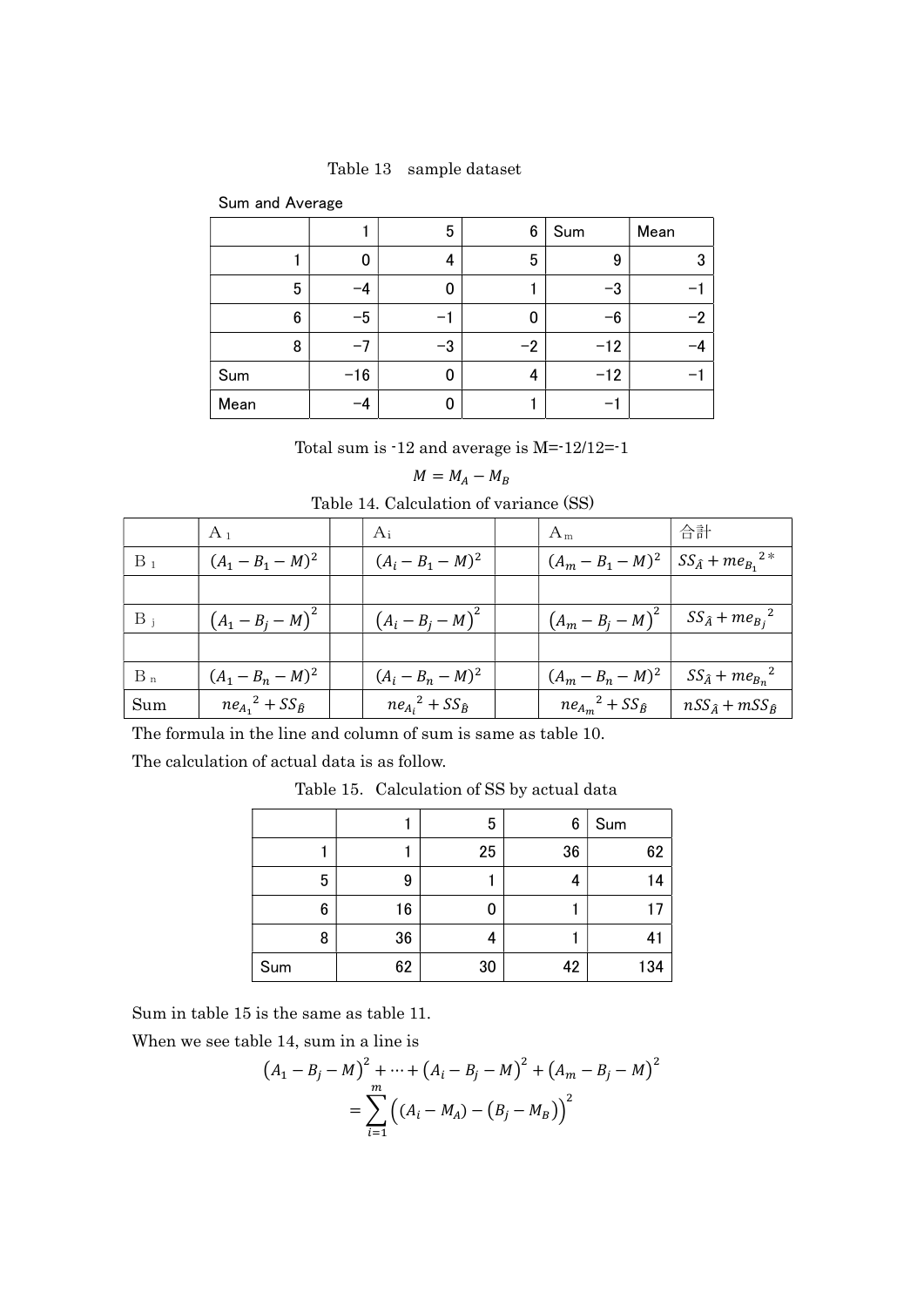Table 13　sample dataset

Sum and Average

| | 1 | 5 | 6 | Sum | Mean |
|---|---|---|---|---|---|
| 1 | 0 | 4 | 5 | 9 | 3 |
| 5 | −4 | 0 | 1 | −3 | −1 |
| 6 | −5 | −1 | 0 | −6 | −2 |
| 8 | −7 | −3 | −2 | −12 | −4 |
| Sum | −16 | 0 | 4 | −12 | −1 |
| Mean | −4 | 0 | 1 | −1 | |

Total sum is -12 and average is M=-12/12=-1

$$M = M_A - M_B$$

Table 14. Calculation of variance (SS)

| | A 1 | | Ai | | A m | 合計 |
|---|---|---|---|---|---|---|
| B 1 | $(A_1 - B_1 - M)^2$ | | $(A_i - B_1 - M)^2$ | | $(A_m - B_1 - M)^2$ | $SS_{\hat{A}} + me_{B_1}{}^{2*}$ |
| | | | | | | |
| B j | $(A_1 - B_j - M)^2$ | | $(A_i - B_j - M)^2$ | | $(A_m - B_j - M)^2$ | $SS_{\hat{A}} + me_{B_j}{}^2$ |
| | | | | | | |
| B n | $(A_1 - B_n - M)^2$ | | $(A_i - B_n - M)^2$ | | $(A_m - B_n - M)^2$ | $SS_{\hat{A}} + me_{B_n}{}^2$ |
| Sum | $ne_{A_1}{}^2 + SS_{\hat{B}}$ | | $ne_{A_i}{}^2 + SS_{\hat{B}}$ | | $ne_{A_m}{}^2 + SS_{\hat{B}}$ | $nSS_{\hat{A}} + mSS_{\hat{B}}$ |

The formula in the line and column of sum is same as table 10.

The calculation of actual data is as follow.

Table 15.　Calculation of SS by actual data

| | 1 | 5 | 6 | Sum |
|---|---|---|---|---|
| 1 | 1 | 25 | 36 | 62 |
| 5 | 9 | 1 | 4 | 14 |
| 6 | 16 | 0 | 1 | 17 |
| 8 | 36 | 4 | 1 | 41 |
| Sum | 62 | 30 | 42 | 134 |

Sum in table 15 is the same as table 11.

When we see table 14, sum in a line is

$$\left(A_1 - B_j - M\right)^2 + \cdots + \left(A_i - B_j - M\right)^2 + \left(A_m - B_j - M\right)^2$$
$$= \sum_{i=1}^{m} \left((A_i - M_A) - \left(B_j - M_B\right)\right)^2$$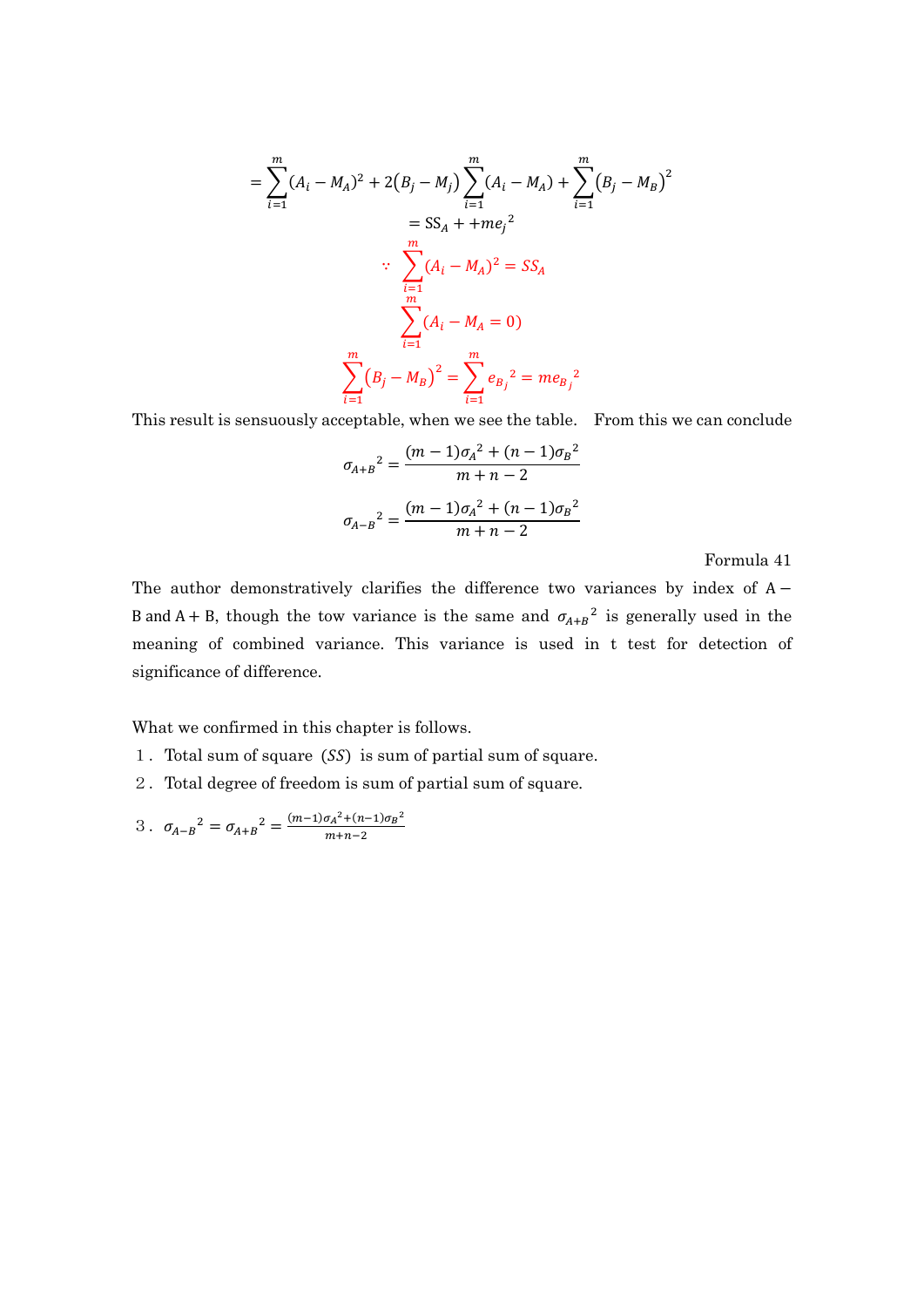$$= \sum_{i=1}^{m}(A_i - M_A)^2 + 2(B_j - M_j)\sum_{i=1}^{m}(A_i - M_A) + \sum_{i=1}^{m}(B_j - M_B)^2$$

$$= \mathrm{SS}_A + +m{e_j}^2$$

$$\because \quad \sum_{i=1}^{m}(A_i - M_A)^2 = SS_A$$

$$\sum_{i=1}^{m}(A_i - M_A = 0)$$

$$\sum_{i=1}^{m}(B_j - M_B)^2 = \sum_{i=1}^{m}{e_{B_j}}^2 = m{e_{B_j}}^2$$

This result is sensuously acceptable, when we see the table. From this we can conclude

$${\sigma_{A+B}}^2 = \frac{(m-1){\sigma_A}^2 + (n-1){\sigma_B}^2}{m+n-2}$$

$${\sigma_{A-B}}^2 = \frac{(m-1){\sigma_A}^2 + (n-1){\sigma_B}^2}{m+n-2}$$

Formula 41

The author demonstratively clarifies the difference two variances by index of $\mathrm{A-B}$ and $\mathrm{A+B}$, though the tow variance is the same and ${\sigma_{A+B}}^2$ is generally used in the meaning of combined variance. This variance is used in t test for detection of significance of difference.

What we confirmed in this chapter is follows.

1. Total sum of square ($SS$) is sum of partial sum of square.
2. Total degree of freedom is sum of partial sum of square.
3. ${\sigma_{A-B}}^2 = {\sigma_{A+B}}^2 = \frac{(m-1){\sigma_A}^2 + (n-1){\sigma_B}^2}{m+n-2}$